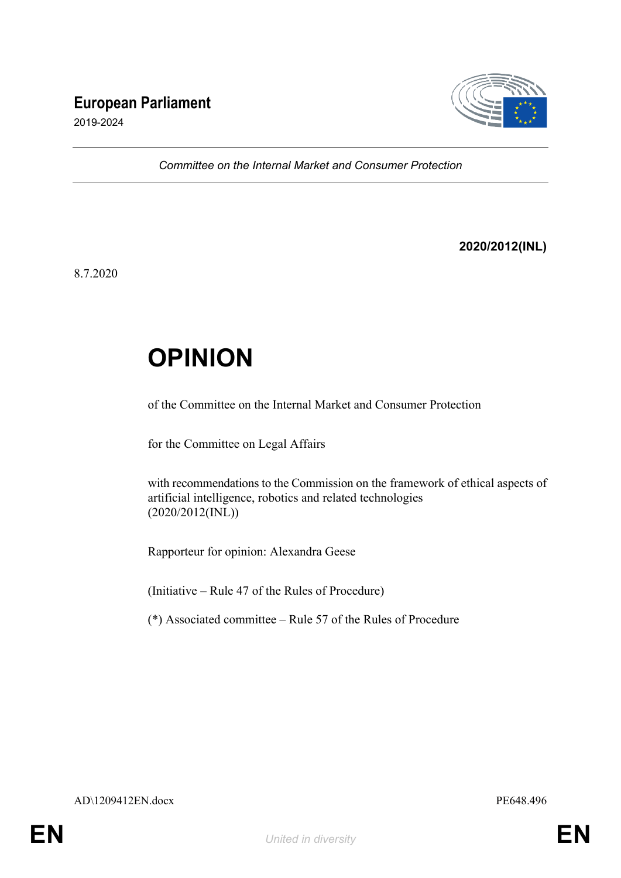**European Parliament**
2019-2024

*Committee on the Internal Market and Consumer Protection*

**2020/2012(INL)**

8.7.2020

# OPINION

of the Committee on the Internal Market and Consumer Protection

for the Committee on Legal Affairs

with recommendations to the Commission on the framework of ethical aspects of artificial intelligence, robotics and related technologies
(2020/2012(INL))

Rapporteur for opinion: Alexandra Geese

(Initiative – Rule 47 of the Rules of Procedure)

(*) Associated committee – Rule 57 of the Rules of Procedure

AD\1209412EN.docx PE648.496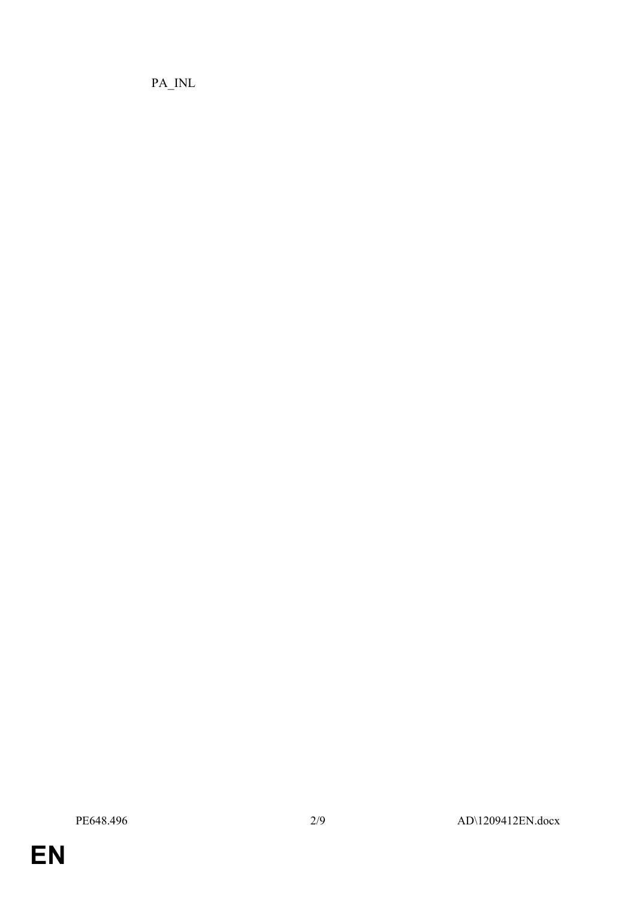PA_INL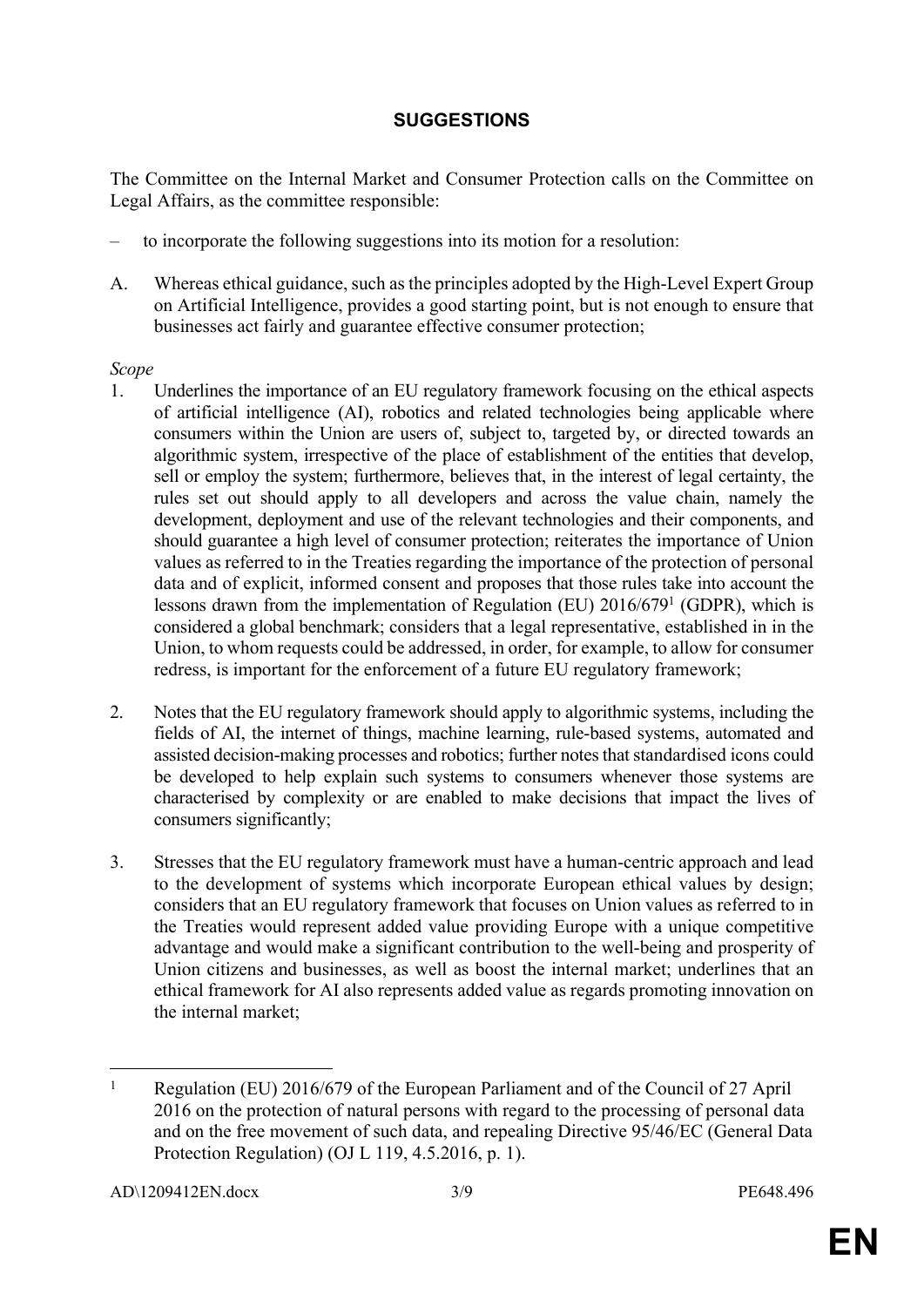## SUGGESTIONS

The Committee on the Internal Market and Consumer Protection calls on the Committee on Legal Affairs, as the committee responsible:

– to incorporate the following suggestions into its motion for a resolution:

A. Whereas ethical guidance, such as the principles adopted by the High-Level Expert Group on Artificial Intelligence, provides a good starting point, but is not enough to ensure that businesses act fairly and guarantee effective consumer protection;

*Scope*

1. Underlines the importance of an EU regulatory framework focusing on the ethical aspects of artificial intelligence (AI), robotics and related technologies being applicable where consumers within the Union are users of, subject to, targeted by, or directed towards an algorithmic system, irrespective of the place of establishment of the entities that develop, sell or employ the system; furthermore, believes that, in the interest of legal certainty, the rules set out should apply to all developers and across the value chain, namely the development, deployment and use of the relevant technologies and their components, and should guarantee a high level of consumer protection; reiterates the importance of Union values as referred to in the Treaties regarding the importance of the protection of personal data and of explicit, informed consent and proposes that those rules take into account the lessons drawn from the implementation of Regulation (EU) 2016/679[1] (GDPR), which is considered a global benchmark; considers that a legal representative, established in in the Union, to whom requests could be addressed, in order, for example, to allow for consumer redress, is important for the enforcement of a future EU regulatory framework;

2. Notes that the EU regulatory framework should apply to algorithmic systems, including the fields of AI, the internet of things, machine learning, rule-based systems, automated and assisted decision-making processes and robotics; further notes that standardised icons could be developed to help explain such systems to consumers whenever those systems are characterised by complexity or are enabled to make decisions that impact the lives of consumers significantly;

3. Stresses that the EU regulatory framework must have a human-centric approach and lead to the development of systems which incorporate European ethical values by design; considers that an EU regulatory framework that focuses on Union values as referred to in the Treaties would represent added value providing Europe with a unique competitive advantage and would make a significant contribution to the well-being and prosperity of Union citizens and businesses, as well as boost the internal market; underlines that an ethical framework for AI also represents added value as regards promoting innovation on the internal market;

---

[1] Regulation (EU) 2016/679 of the European Parliament and of the Council of 27 April 2016 on the protection of natural persons with regard to the processing of personal data and on the free movement of such data, and repealing Directive 95/46/EC (General Data Protection Regulation) (OJ L 119, 4.5.2016, p. 1).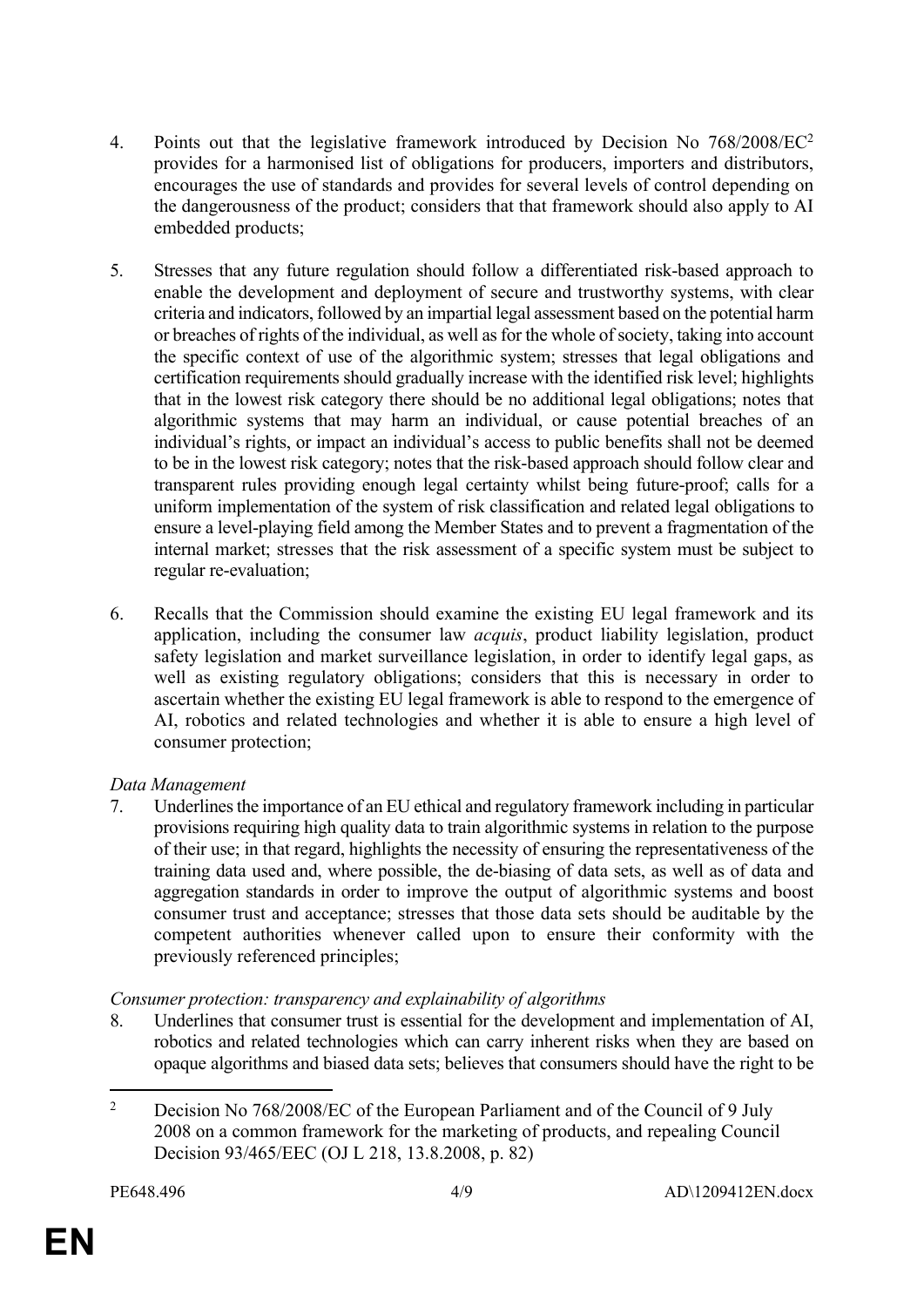4. Points out that the legislative framework introduced by Decision No 768/2008/EC[2] provides for a harmonised list of obligations for producers, importers and distributors, encourages the use of standards and provides for several levels of control depending on the dangerousness of the product; considers that that framework should also apply to AI embedded products;

5. Stresses that any future regulation should follow a differentiated risk-based approach to enable the development and deployment of secure and trustworthy systems, with clear criteria and indicators, followed by an impartial legal assessment based on the potential harm or breaches of rights of the individual, as well as for the whole of society, taking into account the specific context of use of the algorithmic system; stresses that legal obligations and certification requirements should gradually increase with the identified risk level; highlights that in the lowest risk category there should be no additional legal obligations; notes that algorithmic systems that may harm an individual, or cause potential breaches of an individual's rights, or impact an individual's access to public benefits shall not be deemed to be in the lowest risk category; notes that the risk-based approach should follow clear and transparent rules providing enough legal certainty whilst being future-proof; calls for a uniform implementation of the system of risk classification and related legal obligations to ensure a level-playing field among the Member States and to prevent a fragmentation of the internal market; stresses that the risk assessment of a specific system must be subject to regular re-evaluation;

6. Recalls that the Commission should examine the existing EU legal framework and its application, including the consumer law *acquis*, product liability legislation, product safety legislation and market surveillance legislation, in order to identify legal gaps, as well as existing regulatory obligations; considers that this is necessary in order to ascertain whether the existing EU legal framework is able to respond to the emergence of AI, robotics and related technologies and whether it is able to ensure a high level of consumer protection;

*Data Management*

7. Underlines the importance of an EU ethical and regulatory framework including in particular provisions requiring high quality data to train algorithmic systems in relation to the purpose of their use; in that regard, highlights the necessity of ensuring the representativeness of the training data used and, where possible, the de-biasing of data sets, as well as of data and aggregation standards in order to improve the output of algorithmic systems and boost consumer trust and acceptance; stresses that those data sets should be auditable by the competent authorities whenever called upon to ensure their conformity with the previously referenced principles;

*Consumer protection: transparency and explainability of algorithms*

8. Underlines that consumer trust is essential for the development and implementation of AI, robotics and related technologies which can carry inherent risks when they are based on opaque algorithms and biased data sets; believes that consumers should have the right to be

---

[2] Decision No 768/2008/EC of the European Parliament and of the Council of 9 July 2008 on a common framework for the marketing of products, and repealing Council Decision 93/465/EEC (OJ L 218, 13.8.2008, p. 82)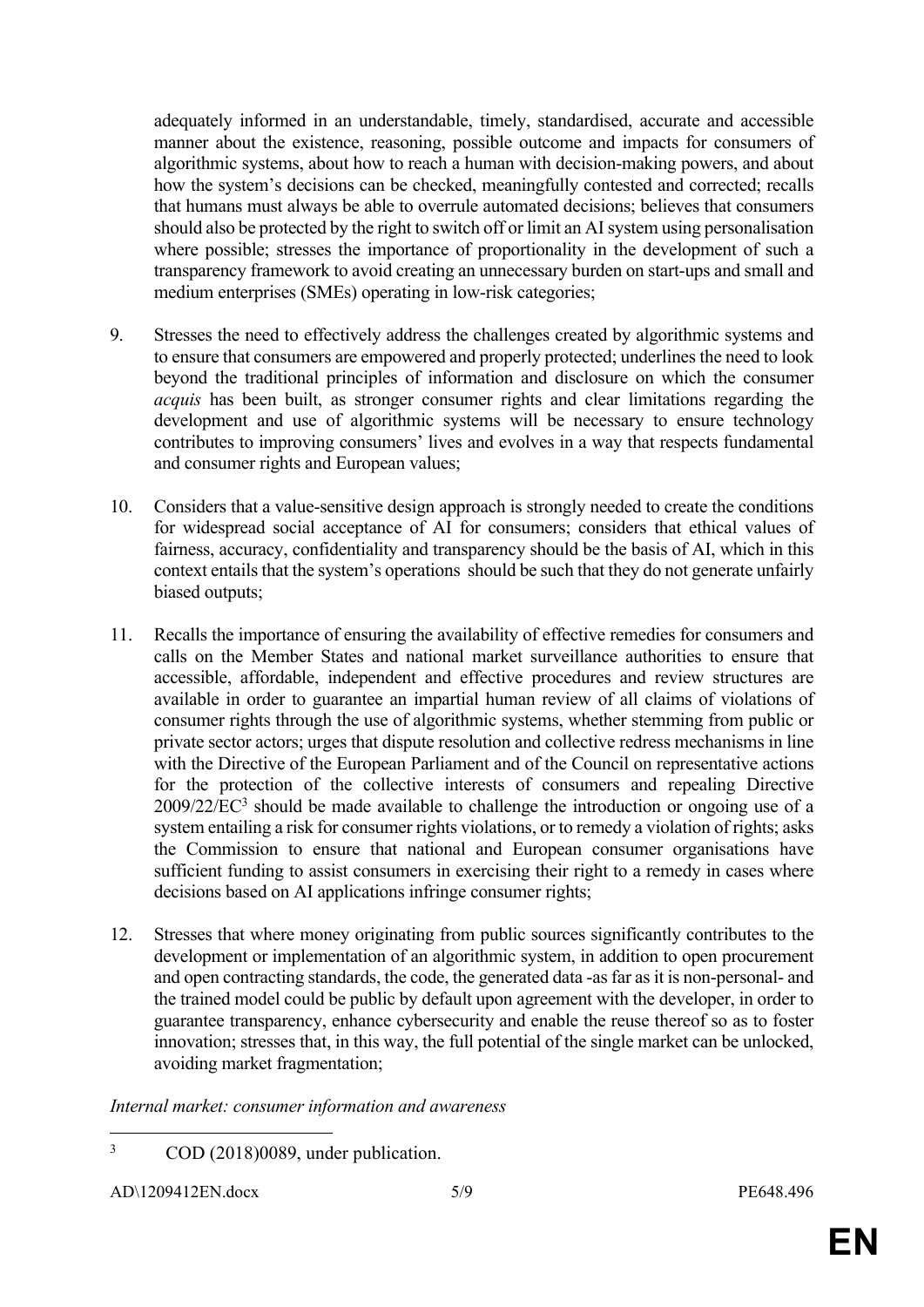adequately informed in an understandable, timely, standardised, accurate and accessible manner about the existence, reasoning, possible outcome and impacts for consumers of algorithmic systems, about how to reach a human with decision-making powers, and about how the system's decisions can be checked, meaningfully contested and corrected; recalls that humans must always be able to overrule automated decisions; believes that consumers should also be protected by the right to switch off or limit an AI system using personalisation where possible; stresses the importance of proportionality in the development of such a transparency framework to avoid creating an unnecessary burden on start-ups and small and medium enterprises (SMEs) operating in low-risk categories;

9. Stresses the need to effectively address the challenges created by algorithmic systems and to ensure that consumers are empowered and properly protected; underlines the need to look beyond the traditional principles of information and disclosure on which the consumer *acquis* has been built, as stronger consumer rights and clear limitations regarding the development and use of algorithmic systems will be necessary to ensure technology contributes to improving consumers' lives and evolves in a way that respects fundamental and consumer rights and European values;

10. Considers that a value-sensitive design approach is strongly needed to create the conditions for widespread social acceptance of AI for consumers; considers that ethical values of fairness, accuracy, confidentiality and transparency should be the basis of AI, which in this context entails that the system's operations should be such that they do not generate unfairly biased outputs;

11. Recalls the importance of ensuring the availability of effective remedies for consumers and calls on the Member States and national market surveillance authorities to ensure that accessible, affordable, independent and effective procedures and review structures are available in order to guarantee an impartial human review of all claims of violations of consumer rights through the use of algorithmic systems, whether stemming from public or private sector actors; urges that dispute resolution and collective redress mechanisms in line with the Directive of the European Parliament and of the Council on representative actions for the protection of the collective interests of consumers and repealing Directive 2009/22/EC[3] should be made available to challenge the introduction or ongoing use of a system entailing a risk for consumer rights violations, or to remedy a violation of rights; asks the Commission to ensure that national and European consumer organisations have sufficient funding to assist consumers in exercising their right to a remedy in cases where decisions based on AI applications infringe consumer rights;

12. Stresses that where money originating from public sources significantly contributes to the development or implementation of an algorithmic system, in addition to open procurement and open contracting standards, the code, the generated data -as far as it is non-personal- and the trained model could be public by default upon agreement with the developer, in order to guarantee transparency, enhance cybersecurity and enable the reuse thereof so as to foster innovation; stresses that, in this way, the full potential of the single market can be unlocked, avoiding market fragmentation;

*Internal market: consumer information and awareness*

---

[3] COD (2018)0089, under publication.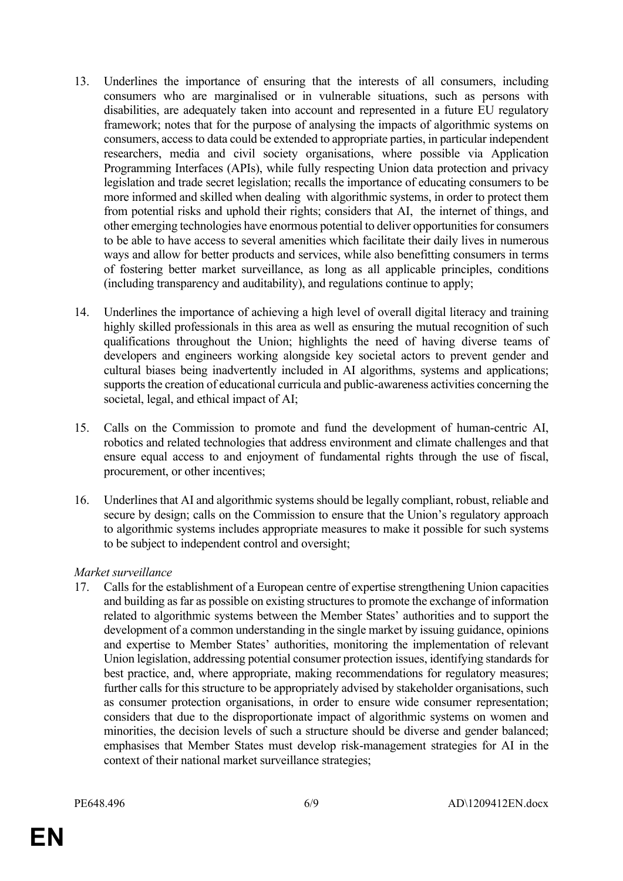13. Underlines the importance of ensuring that the interests of all consumers, including consumers who are marginalised or in vulnerable situations, such as persons with disabilities, are adequately taken into account and represented in a future EU regulatory framework; notes that for the purpose of analysing the impacts of algorithmic systems on consumers, access to data could be extended to appropriate parties, in particular independent researchers, media and civil society organisations, where possible via Application Programming Interfaces (APIs), while fully respecting Union data protection and privacy legislation and trade secret legislation; recalls the importance of educating consumers to be more informed and skilled when dealing with algorithmic systems, in order to protect them from potential risks and uphold their rights; considers that AI, the internet of things, and other emerging technologies have enormous potential to deliver opportunities for consumers to be able to have access to several amenities which facilitate their daily lives in numerous ways and allow for better products and services, while also benefitting consumers in terms of fostering better market surveillance, as long as all applicable principles, conditions (including transparency and auditability), and regulations continue to apply;

14. Underlines the importance of achieving a high level of overall digital literacy and training highly skilled professionals in this area as well as ensuring the mutual recognition of such qualifications throughout the Union; highlights the need of having diverse teams of developers and engineers working alongside key societal actors to prevent gender and cultural biases being inadvertently included in AI algorithms, systems and applications; supports the creation of educational curricula and public-awareness activities concerning the societal, legal, and ethical impact of AI;

15. Calls on the Commission to promote and fund the development of human-centric AI, robotics and related technologies that address environment and climate challenges and that ensure equal access to and enjoyment of fundamental rights through the use of fiscal, procurement, or other incentives;

16. Underlines that AI and algorithmic systems should be legally compliant, robust, reliable and secure by design; calls on the Commission to ensure that the Union's regulatory approach to algorithmic systems includes appropriate measures to make it possible for such systems to be subject to independent control and oversight;

*Market surveillance*

17. Calls for the establishment of a European centre of expertise strengthening Union capacities and building as far as possible on existing structures to promote the exchange of information related to algorithmic systems between the Member States' authorities and to support the development of a common understanding in the single market by issuing guidance, opinions and expertise to Member States' authorities, monitoring the implementation of relevant Union legislation, addressing potential consumer protection issues, identifying standards for best practice, and, where appropriate, making recommendations for regulatory measures; further calls for this structure to be appropriately advised by stakeholder organisations, such as consumer protection organisations, in order to ensure wide consumer representation; considers that due to the disproportionate impact of algorithmic systems on women and minorities, the decision levels of such a structure should be diverse and gender balanced; emphasises that Member States must develop risk-management strategies for AI in the context of their national market surveillance strategies;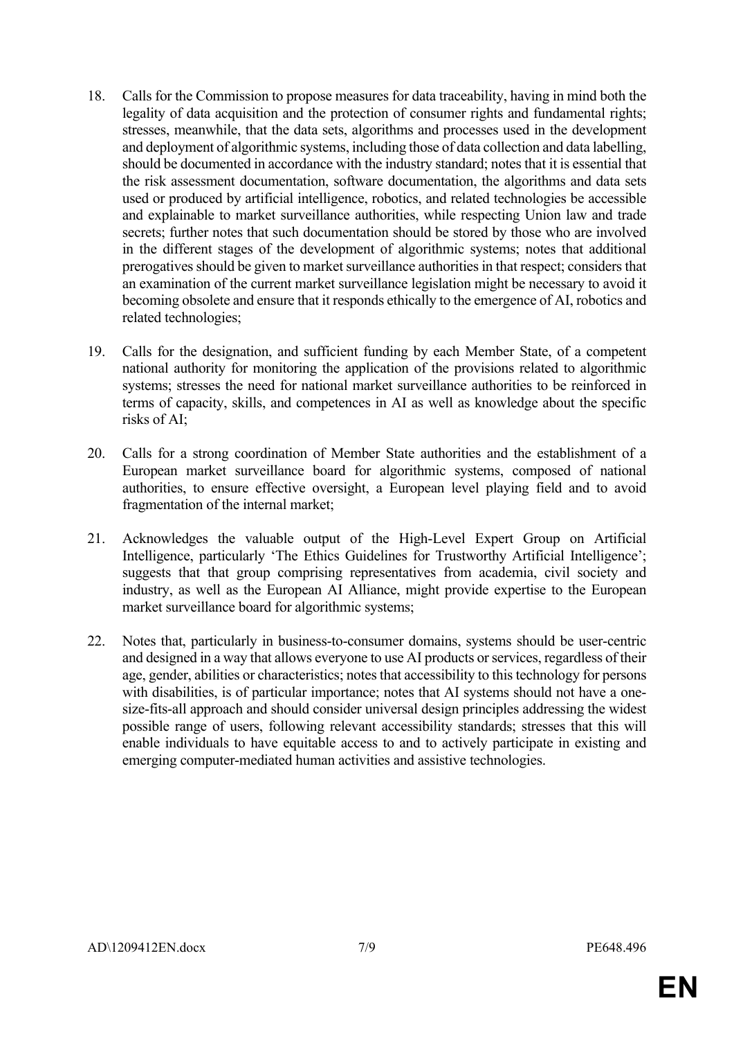18. Calls for the Commission to propose measures for data traceability, having in mind both the legality of data acquisition and the protection of consumer rights and fundamental rights; stresses, meanwhile, that the data sets, algorithms and processes used in the development and deployment of algorithmic systems, including those of data collection and data labelling, should be documented in accordance with the industry standard; notes that it is essential that the risk assessment documentation, software documentation, the algorithms and data sets used or produced by artificial intelligence, robotics, and related technologies be accessible and explainable to market surveillance authorities, while respecting Union law and trade secrets; further notes that such documentation should be stored by those who are involved in the different stages of the development of algorithmic systems; notes that additional prerogatives should be given to market surveillance authorities in that respect; considers that an examination of the current market surveillance legislation might be necessary to avoid it becoming obsolete and ensure that it responds ethically to the emergence of AI, robotics and related technologies;

19. Calls for the designation, and sufficient funding by each Member State, of a competent national authority for monitoring the application of the provisions related to algorithmic systems; stresses the need for national market surveillance authorities to be reinforced in terms of capacity, skills, and competences in AI as well as knowledge about the specific risks of AI;

20. Calls for a strong coordination of Member State authorities and the establishment of a European market surveillance board for algorithmic systems, composed of national authorities, to ensure effective oversight, a European level playing field and to avoid fragmentation of the internal market;

21. Acknowledges the valuable output of the High-Level Expert Group on Artificial Intelligence, particularly 'The Ethics Guidelines for Trustworthy Artificial Intelligence'; suggests that that group comprising representatives from academia, civil society and industry, as well as the European AI Alliance, might provide expertise to the European market surveillance board for algorithmic systems;

22. Notes that, particularly in business-to-consumer domains, systems should be user-centric and designed in a way that allows everyone to use AI products or services, regardless of their age, gender, abilities or characteristics; notes that accessibility to this technology for persons with disabilities, is of particular importance; notes that AI systems should not have a one-size-fits-all approach and should consider universal design principles addressing the widest possible range of users, following relevant accessibility standards; stresses that this will enable individuals to have equitable access to and to actively participate in existing and emerging computer-mediated human activities and assistive technologies.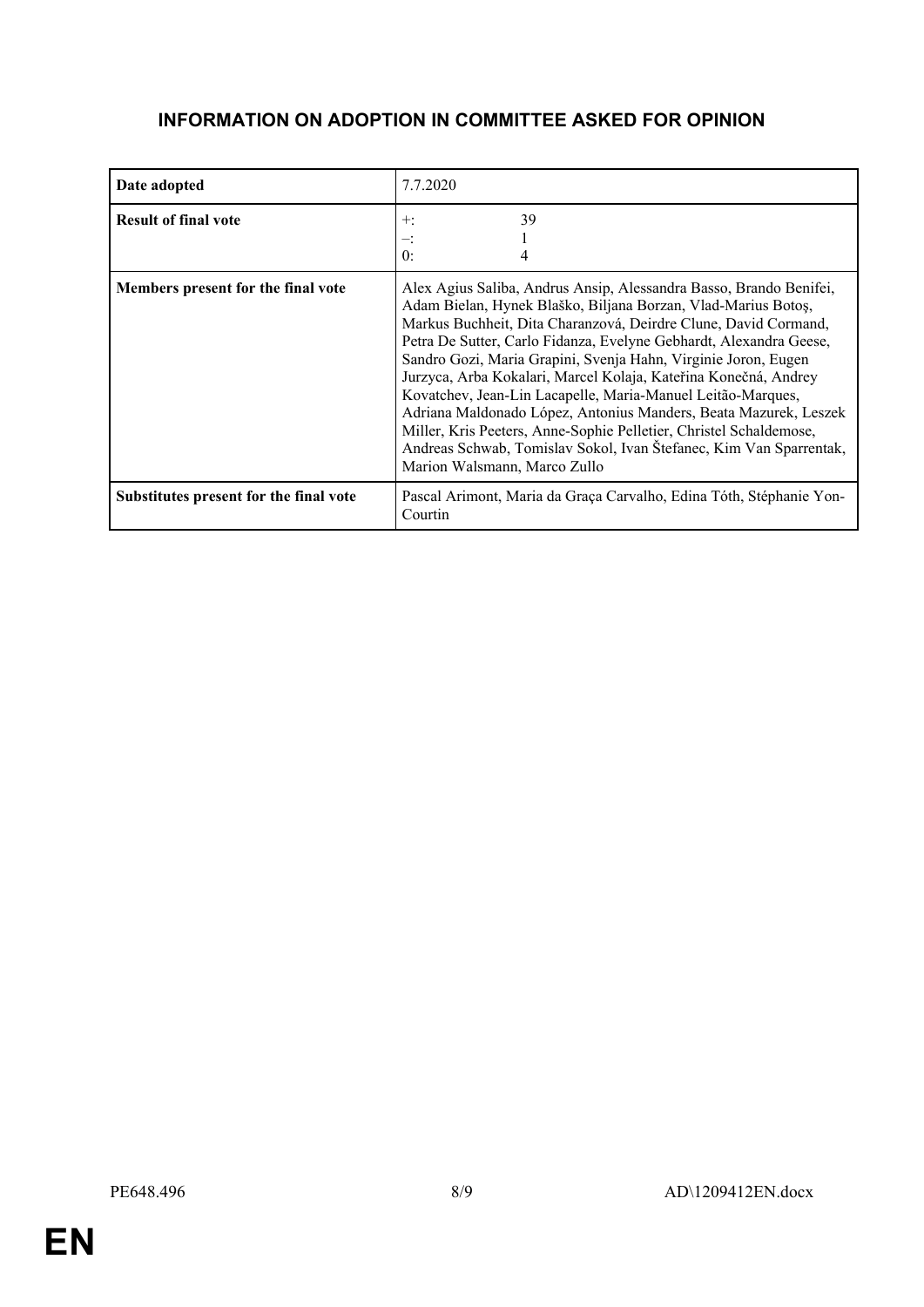# INFORMATION ON ADOPTION IN COMMITTEE ASKED FOR OPINION

| | |
|---|---|
| **Date adopted** | 7.7.2020 |
| **Result of final vote** | +: 39<br>–: 1<br>0: 4 |
| **Members present for the final vote** | Alex Agius Saliba, Andrus Ansip, Alessandra Basso, Brando Benifei, Adam Bielan, Hynek Blaško, Biljana Borzan, Vlad-Marius Botoş, Markus Buchheit, Dita Charanzová, Deirdre Clune, David Cormand, Petra De Sutter, Carlo Fidanza, Evelyne Gebhardt, Alexandra Geese, Sandro Gozi, Maria Grapini, Svenja Hahn, Virginie Joron, Eugen Jurzyca, Arba Kokalari, Marcel Kolaja, Kateřina Konečná, Andrey Kovatchev, Jean-Lin Lacapelle, Maria-Manuel Leitão-Marques, Adriana Maldonado López, Antonius Manders, Beata Mazurek, Leszek Miller, Kris Peeters, Anne-Sophie Pelletier, Christel Schaldemose, Andreas Schwab, Tomislav Sokol, Ivan Štefanec, Kim Van Sparrentak, Marion Walsmann, Marco Zullo |
| **Substitutes present for the final vote** | Pascal Arimont, Maria da Graça Carvalho, Edina Tóth, Stéphanie Yon-Courtin |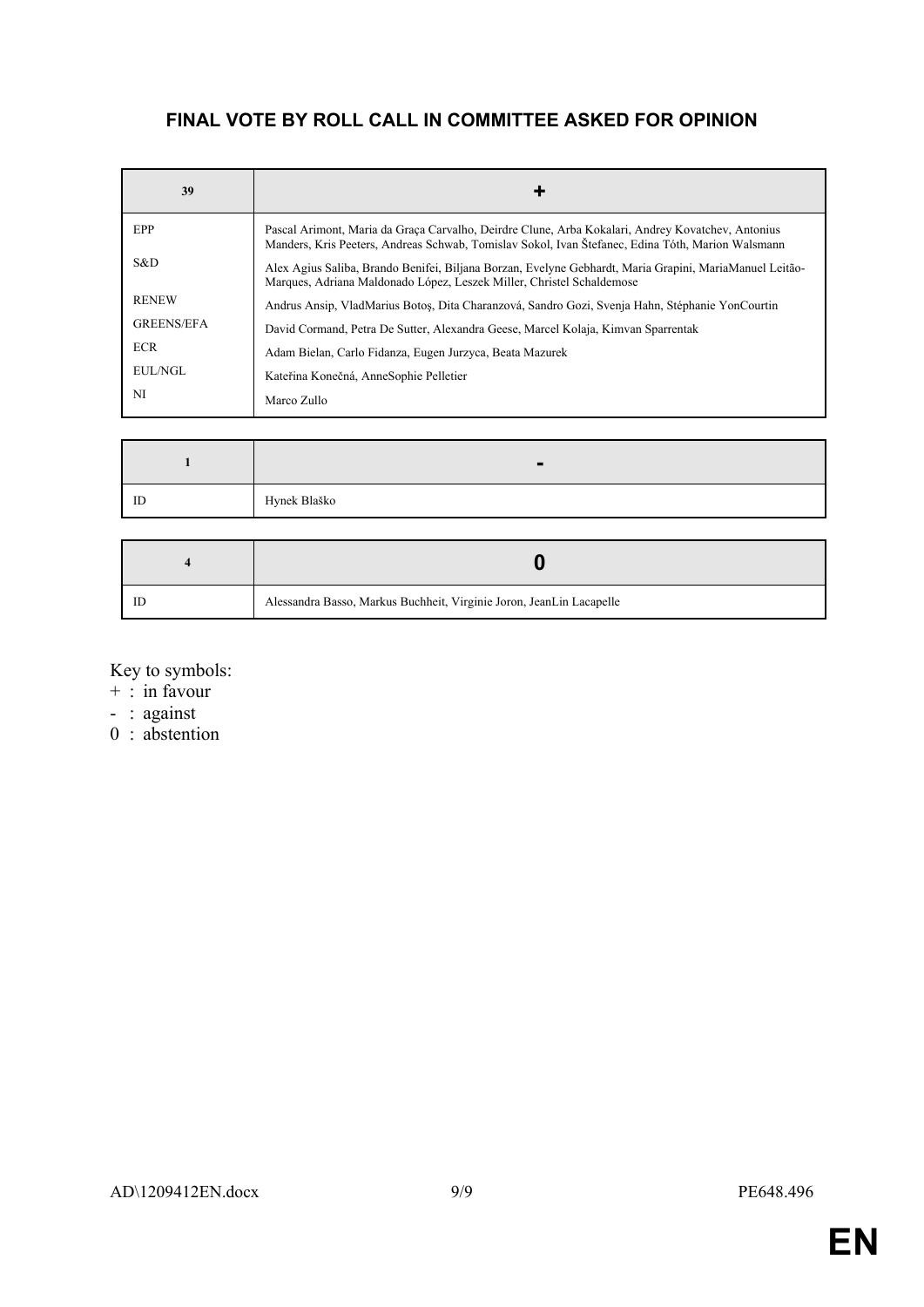## FINAL VOTE BY ROLL CALL IN COMMITTEE ASKED FOR OPINION

| 39 | + |
|---|---|
| EPP | Pascal Arimont, Maria da Graça Carvalho, Deirdre Clune, Arba Kokalari, Andrey Kovatchev, Antonius Manders, Kris Peeters, Andreas Schwab, Tomislav Sokol, Ivan Štefanec, Edina Tóth, Marion Walsmann |
| S&D | Alex Agius Saliba, Brando Benifei, Biljana Borzan, Evelyne Gebhardt, Maria Grapini, MariaManuel Leitão-Marques, Adriana Maldonado López, Leszek Miller, Christel Schaldemose |
| RENEW | Andrus Ansip, VladMarius Botoş, Dita Charanzová, Sandro Gozi, Svenja Hahn, Stéphanie YonCourtin |
| GREENS/EFA | David Cormand, Petra De Sutter, Alexandra Geese, Marcel Kolaja, Kimvan Sparrentak |
| ECR | Adam Bielan, Carlo Fidanza, Eugen Jurzyca, Beata Mazurek |
| EUL/NGL | Kateřina Konečná, AnneSophie Pelletier |
| NI | Marco Zullo |

| 1 | - |
|---|---|
| ID | Hynek Blaško |

| 4 | 0 |
|---|---|
| ID | Alessandra Basso, Markus Buchheit, Virginie Joron, JeanLin Lacapelle |

Key to symbols:
+ : in favour
- : against
0 : abstention